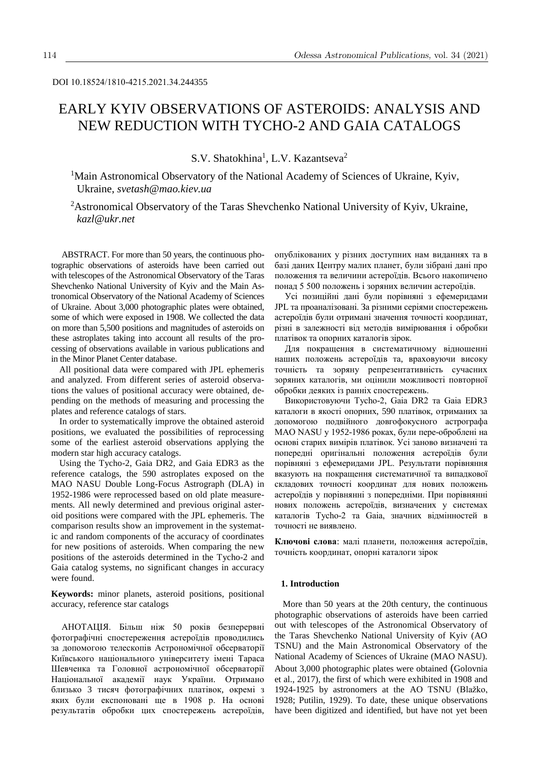DOI 10.18524/1810-4215.2021.34.244355

# EARLY KYIV OBSERVATIONS OF ASTEROIDS: ANALYSIS AND NEW REDUCTION WITH TYCHO-2 AND GAIA CATALOGS

S.V. Shatokhina[1], L.V. Kazantseva[2]

[1]Main Astronomical Observatory of the National Academy of Sciences of Ukraine, Kyiv, Ukraine, *svetash@mao.kiev.ua*

[2]Astronomical Observatory of the Taras Shevchenko National University of Kyiv, Ukraine, *kazl@ukr.net*

ABSTRACT. For more than 50 years, the continuous photographic observations of asteroids have been carried out with telescopes of the Astronomical Observatory of the Taras Shevchenko National University of Kyiv and the Main Astronomical Observatory of the National Academy of Sciences of Ukraine. About 3,000 photographic plates were obtained, some of which were exposed in 1908. We collected the data on more than 5,500 positions and magnitudes of asteroids on these astroplates taking into account all results of the processing of observations available in various publications and in the Minor Planet Center database.

All positional data were compared with JPL ephemeris and analyzed. From different series of asteroid observations the values of positional accuracy were obtained, depending on the methods of measuring and processing the plates and reference catalogs of stars.

In order to systematically improve the obtained asteroid positions, we evaluated the possibilities of reprocessing some of the earliest asteroid observations applying the modern star high accuracy catalogs.

Using the Tycho-2, Gaia DR2, and Gaia EDR3 as the reference catalogs, the 590 astroplates exposed on the MAO NASU Double Long-Focus Astrograph (DLA) in 1952-1986 were reprocessed based on old plate measurements. All newly determined and previous original asteroid positions were compared with the JPL ephemeris. The comparison results show an improvement in the systematic and random components of the accuracy of coordinates for new positions of asteroids. When comparing the new positions of the asteroids determined in the Tycho-2 and Gaia catalog systems, no significant changes in accuracy were found.

**Keywords:** minor planets, asteroid positions, positional accuracy, reference star catalogs

АНОТАЦІЯ. Більш ніж 50 років безперервні фотографічні спостереження астероїдів проводились за допомогою телескопів Астрономічної обсерваторії Київського національного університету імені Тараса Шевченка та Головної астрономічної обсерваторії Національної академії наук України. Отримано близько 3 тисяч фотографічних платівок, окремі з яких були експоновані ще в 1908 р. На основі результатів обробки цих спостережень астероїдів, опублікованих у різних доступних нам виданнях та в базі даних Центру малих планет, були зібрані дані про положення та величини астероїдів. Всього накопичено понад 5 500 положень і зоряних величин астероїдів.

Усі позиційні дані були порівняні з ефемеридами JPL та проаналізовані. За різними серіями спостережень астероїдів були отримані значення точності координат, різні в залежності від методів вимірювання і обробки платівок та опорних каталогів зірок.

Для покращення в систематичному відношенні наших положень астероїдів та, враховуючи високу точність та зоряну репрезентативність сучасних зоряних каталогів, ми оцінили можливості повторної обробки деяких із ранніх спостережень.

Використовуючи Tycho-2, Gaia DR2 та Gaia EDR3 каталоги в якості опорних, 590 платівок, отриманих за допомогою подвійного довгофокусного астрографа МАО NASU у 1952-1986 роках, були пере-оброблені на основі старих вимірів платівок. Усі заново визначені та попередні оригінальні положення астероїдів були порівняні з ефемеридами JPL. Результати порівняння вказують на покращення систематичної та випадкової складових точності координат для нових положень астероїдів у порівнянні з попередніми. При порівнянні нових положень астероїдів, визначених у системах каталогів Tycho-2 та Gaia, значних відмінностей в точності не виявлено.

**Ключові слова**: малі планети, положення астероїдів, точність координат, опорні каталоги зірок

## 1. Introduction

More than 50 years at the 20th century, the continuous photographic observations of asteroids have been carried out with telescopes of the Astronomical Observatory of the Taras Shevchenko National University of Kyiv (AO TSNU) and the Main Astronomical Observatory of the National Academy of Sciences of Ukraine (MAO NASU). About 3,000 photographic plates were obtained (Golovnia et al., 2017), the first of which were exhibited in 1908 and 1924-1925 by astronomers at the AO TSNU (Blažko, 1928; Putilin, 1929). To date, these unique observations have been digitized and identified, but have not yet been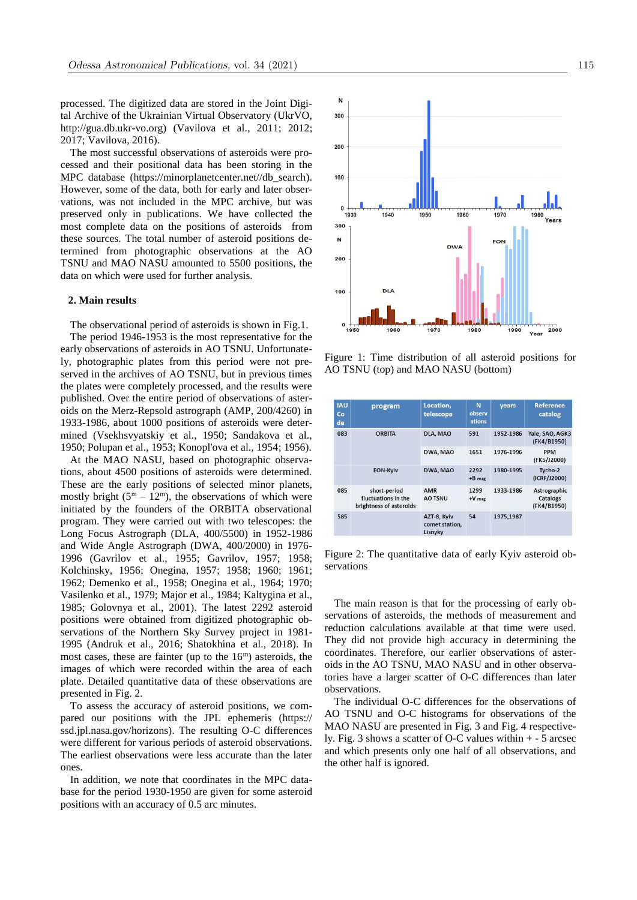processed. The digitized data are stored in the Joint Digital Archive of the Ukrainian Virtual Observatory (UkrVO, http://gua.db.ukr-vo.org) (Vavilova et al., 2011; 2012; 2017; Vavilova, 2016).

The most successful observations of asteroids were processed and their positional data has been storing in the MPC database (https://minorplanetcenter.net//db_search). However, some of the data, both for early and later observations, was not included in the MPC archive, but was preserved only in publications. We have collected the most complete data on the positions of asteroids from these sources. The total number of asteroid positions determined from photographic observations at the AO TSNU and MAO NASU amounted to 5500 positions, the data on which were used for further analysis.

## 2. Main results

The observational period of asteroids is shown in Fig.1.

The period 1946-1953 is the most representative for the early observations of asteroids in AO TSNU. Unfortunately, photographic plates from this period were not preserved in the archives of AO TSNU, but in previous times the plates were completely processed, and the results were published. Over the entire period of observations of asteroids on the Merz-Repsold astrograph (AMP, 200/4260) in 1933-1986, about 1000 positions of asteroids were determined (Vsekhsvyatskiy et al., 1950; Sandakova et al., 1950; Polupan et al., 1953; Konopl'ova et al., 1954; 1956).

At the MAO NASU, based on photographic observations, about 4500 positions of asteroids were determined. These are the early positions of selected minor planets, mostly bright ($5^m$ – $12^m$), the observations of which were initiated by the founders of the ORBITA observational program. They were carried out with two telescopes: the Long Focus Astrograph (DLA, 400/5500) in 1952-1986 and Wide Angle Astrograph (DWA, 400/2000) in 1976-1996 (Gavrilov et al., 1955; Gavrilov, 1957; 1958; Kolchinsky, 1956; Onegina, 1957; 1958; 1960; 1961; 1962; Demenko et al., 1958; Onegina et al., 1964; 1970; Vasilenko et al., 1979; Major et al., 1984; Kaltygina et al., 1985; Golovnya et al., 2001). The latest 2292 asteroid positions were obtained from digitized photographic observations of the Northern Sky Survey project in 1981-1995 (Andruk et al., 2016; Shatokhina et al., 2018). In most cases, these are fainter (up to the $16^m$) asteroids, the images of which were recorded within the area of each plate. Detailed quantitative data of these observations are presented in Fig. 2.

To assess the accuracy of asteroid positions, we compared our positions with the JPL ephemeris (https://ssd.jpl.nasa.gov/horizons). The resulting O-C differences were different for various periods of asteroid observations. The earliest observations were less accurate than the later ones.

In addition, we note that coordinates in the MPC database for the period 1930-1950 are given for some asteroid positions with an accuracy of 0.5 arc minutes.

Figure 1: Time distribution of all asteroid positions for AO TSNU (top) and MAO NASU (bottom)

| IAU Code | program | Location, telescope | N observations | years | Reference catalog |
|---|---|---|---|---|---|
| 083 | ORBITA | DLA, MAO | 591 | 1952-1986 | Yale, SAO, AGK3 (FK4/B1950) |
| | | DWA, MAO | 1651 | 1976-1996 | PPM (FK5/J2000) |
| | FON-Kyiv | DWA, MAO | 2292 +B mag | 1980-1995 | Tycho-2 (ICRF/J2000) |
| 085 | short-period fluctuations in the brightness of asteroids | AMR AO TSNU | 1299 +V mag | 1933-1986 | Astrographic Catalogs (FK4/B1950) |
| 585 | | AZT-8, Kyiv comet station, Lisnyky | 54 | 1975,1987 | |

Figure 2: The quantitative data of early Kyiv asteroid observations

The main reason is that for the processing of early observations of asteroids, the methods of measurement and reduction calculations available at that time were used. They did not provide high accuracy in determining the coordinates. Therefore, our earlier observations of asteroids in the AO TSNU, MAO NASU and in other observatories have a larger scatter of O-C differences than later observations.

The individual O-C differences for the observations of AO TSNU and O-C histograms for observations of the MAO NASU are presented in Fig. 3 and Fig. 4 respectively. Fig. 3 shows a scatter of O-C values within + - 5 arcsec and which presents only one half of all observations, and the other half is ignored.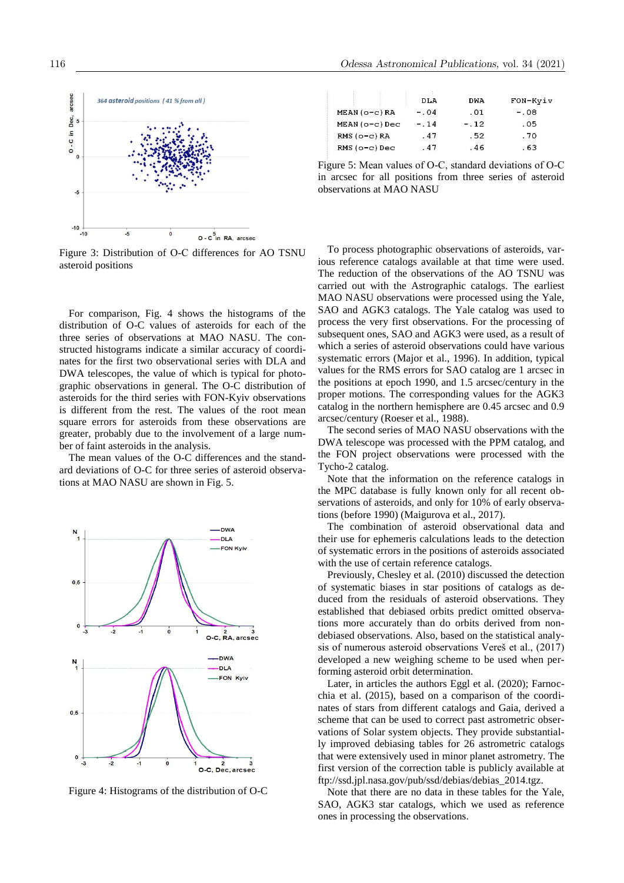Figure 3: Distribution of O-C differences for AO TSNU asteroid positions

For comparison, Fig. 4 shows the histograms of the distribution of O-C values of asteroids for each of the three series of observations at MAO NASU. The constructed histograms indicate a similar accuracy of coordinates for the first two observational series with DLA and DWA telescopes, the value of which is typical for photographic observations in general. The O-C distribution of asteroids for the third series with FON-Kyiv observations is different from the rest. The values of the root mean square errors for asteroids from these observations are greater, probably due to the involvement of a large number of faint asteroids in the analysis.

The mean values of the O-C differences and the standard deviations of O-C for three series of asteroid observations at MAO NASU are shown in Fig. 5.

Figure 4: Histograms of the distribution of O-C

| | DLA | DWA | FON-Kyiv |
|---|---|---|---|
| MEAN(o-c)RA | -.04 | .01 | -.08 |
| MEAN(o-c)Dec | -.14 | -.12 | .05 |
| RMS(o-c)RA | .47 | .52 | .70 |
| RMS(o-c)Dec | .47 | .46 | .63 |

Figure 5: Mean values of O-C, standard deviations of O-C in arcsec for all positions from three series of asteroid observations at MAO NASU

To process photographic observations of asteroids, various reference catalogs available at that time were used. The reduction of the observations of the AO TSNU was carried out with the Astrographic catalogs. The earliest MAO NASU observations were processed using the Yale, SAO and AGK3 catalogs. The Yale catalog was used to process the very first observations. For the processing of subsequent ones, SAO and AGK3 were used, as a result of which a series of asteroid observations could have various systematic errors (Major et al., 1996). In addition, typical values for the RMS errors for SAO catalog are 1 arcsec in the positions at epoch 1990, and 1.5 arcsec/century in the proper motions. The corresponding values for the AGK3 catalog in the northern hemisphere are 0.45 arcsec and 0.9 arcsec/century (Roeser et al., 1988).

The second series of MAO NASU observations with the DWA telescope was processed with the PPM catalog, and the FON project observations were processed with the Tycho-2 catalog.

Note that the information on the reference catalogs in the MPC database is fully known only for all recent observations of asteroids, and only for 10% of early observations (before 1990) (Maigurova et al., 2017).

The combination of asteroid observational data and their use for ephemeris calculations leads to the detection of systematic errors in the positions of asteroids associated with the use of certain reference catalogs.

Previously, Chesley et al. (2010) discussed the detection of systematic biases in star positions of catalogs as deduced from the residuals of asteroid observations. They established that debiased orbits predict omitted observations more accurately than do orbits derived from non-debiased observations. Also, based on the statistical analysis of numerous asteroid observations Vereš et al., (2017) developed a new weighing scheme to be used when performing asteroid orbit determination.

Later, in articles the authors Eggl et al. (2020); Farnocchia et al. (2015), based on a comparison of the coordinates of stars from different catalogs and Gaia, derived a scheme that can be used to correct past astrometric observations of Solar system objects. They provide substantially improved debiasing tables for 26 astrometric catalogs that were extensively used in minor planet astrometry. The first version of the correction table is publicly available at ftp://ssd.jpl.nasa.gov/pub/ssd/debias/debias_2014.tgz.

Note that there are no data in these tables for the Yale, SAO, AGK3 star catalogs, which we used as reference ones in processing the observations.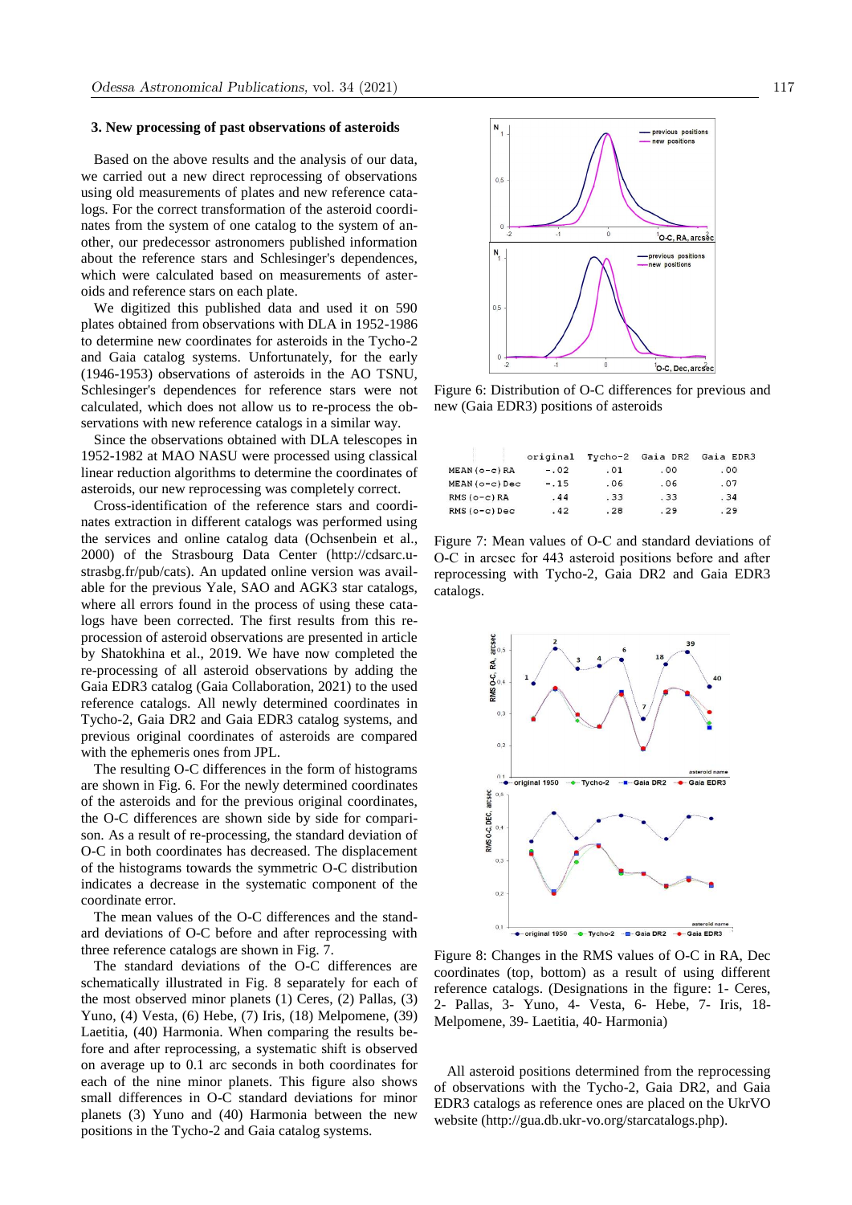### 3. New processing of past observations of asteroids

Based on the above results and the analysis of our data, we carried out a new direct reprocessing of observations using old measurements of plates and new reference catalogs. For the correct transformation of the asteroid coordinates from the system of one catalog to the system of another, our predecessor astronomers published information about the reference stars and Schlesinger's dependences, which were calculated based on measurements of asteroids and reference stars on each plate.

We digitized this published data and used it on 590 plates obtained from observations with DLA in 1952-1986 to determine new coordinates for asteroids in the Tycho-2 and Gaia catalog systems. Unfortunately, for the early (1946-1953) observations of asteroids in the AO TSNU, Schlesinger's dependences for reference stars were not calculated, which does not allow us to re-process the observations with new reference catalogs in a similar way.

Since the observations obtained with DLA telescopes in 1952-1982 at MAO NASU were processed using classical linear reduction algorithms to determine the coordinates of asteroids, our new reprocessing was completely correct.

Cross-identification of the reference stars and coordinates extraction in different catalogs was performed using the services and online catalog data (Ochsenbein et al., 2000) of the Strasbourg Data Center (http://cdsarc.u-strasbg.fr/pub/cats). An updated online version was available for the previous Yale, SAO and AGK3 star catalogs, where all errors found in the process of using these catalogs have been corrected. The first results from this reprocession of asteroid observations are presented in article by Shatokhina et al., 2019. We have now completed the re-processing of all asteroid observations by adding the Gaia EDR3 catalog (Gaia Collaboration, 2021) to the used reference catalogs. All newly determined coordinates in Tycho-2, Gaia DR2 and Gaia EDR3 catalog systems, and previous original coordinates of asteroids are compared with the ephemeris ones from JPL.

The resulting O-C differences in the form of histograms are shown in Fig. 6. For the newly determined coordinates of the asteroids and for the previous original coordinates, the O-C differences are shown side by side for comparison. As a result of re-processing, the standard deviation of O-C in both coordinates has decreased. The displacement of the histograms towards the symmetric O-C distribution indicates a decrease in the systematic component of the coordinate error.

The mean values of the O-C differences and the standard deviations of O-C before and after reprocessing with three reference catalogs are shown in Fig. 7.

The standard deviations of the O-C differences are schematically illustrated in Fig. 8 separately for each of the most observed minor planets (1) Ceres, (2) Pallas, (3) Yuno, (4) Vesta, (6) Hebe, (7) Iris, (18) Melpomene, (39) Laetitia, (40) Harmonia. When comparing the results before and after reprocessing, a systematic shift is observed on average up to 0.1 arc seconds in both coordinates for each of the nine minor planets. This figure also shows small differences in O-C standard deviations for minor planets (3) Yuno and (40) Harmonia between the new positions in the Tycho-2 and Gaia catalog systems.

Figure 6: Distribution of O-C differences for previous and new (Gaia EDR3) positions of asteroids

| | original | Tycho-2 | Gaia DR2 | Gaia EDR3 |
|---|---|---|---|---|
| MEAN (o-c) RA | -.02 | .01 | .00 | .00 |
| MEAN (o-c) Dec | -.15 | .06 | .06 | .07 |
| RMS (o-c) RA | .44 | .33 | .33 | .34 |
| RMS (o-c) Dec | .42 | .28 | .29 | .29 |

Figure 7: Mean values of O-C and standard deviations of O-C in arcsec for 443 asteroid positions before and after reprocessing with Tycho-2, Gaia DR2 and Gaia EDR3 catalogs.

Figure 8: Changes in the RMS values of O-C in RA, Dec coordinates (top, bottom) as a result of using different reference catalogs. (Designations in the figure: 1- Ceres, 2- Pallas, 3- Yuno, 4- Vesta, 6- Hebe, 7- Iris, 18- Melpomene, 39- Laetitia, 40- Harmonia)

All asteroid positions determined from the reprocessing of observations with the Tycho-2, Gaia DR2, and Gaia EDR3 catalogs as reference ones are placed on the UkrVO website (http://gua.db.ukr-vo.org/starcatalogs.php).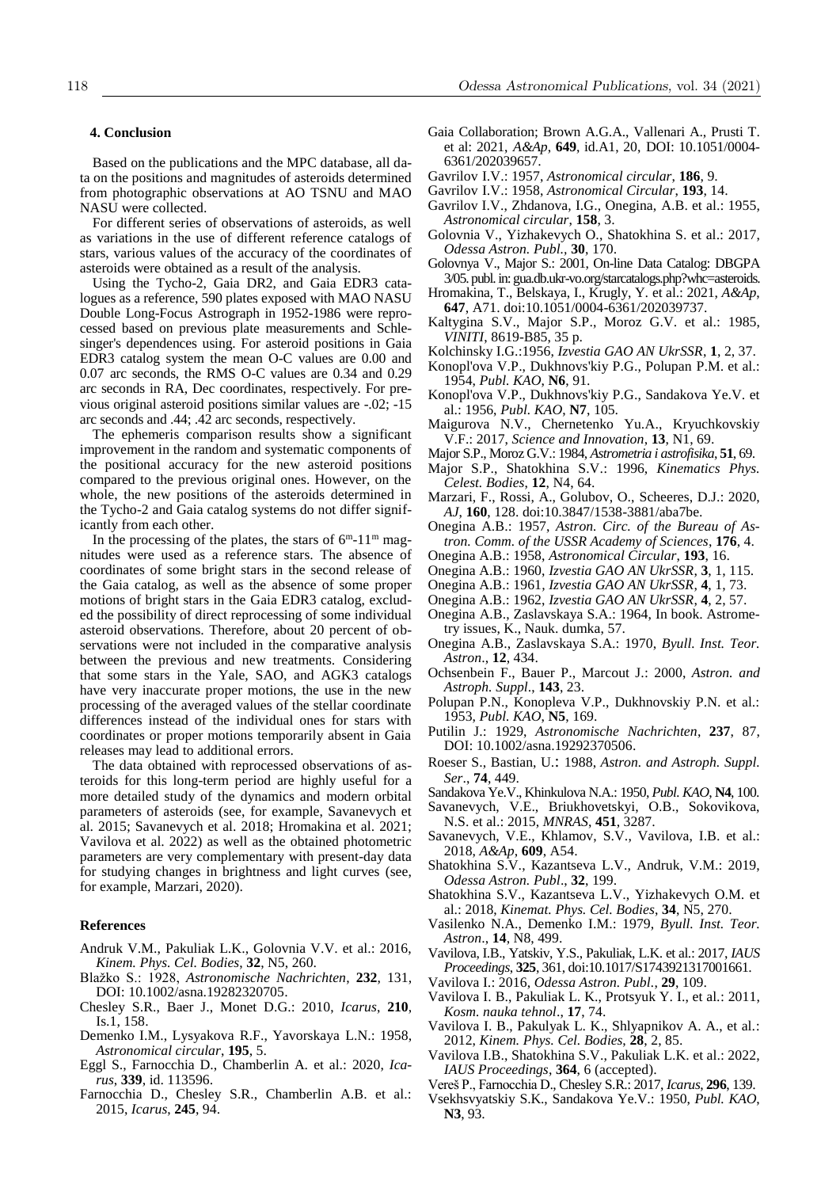## 4. Conclusion

Based on the publications and the MPC database, all data on the positions and magnitudes of asteroids determined from photographic observations at AO TSNU and MAO NASU were collected.

For different series of observations of asteroids, as well as variations in the use of different reference catalogs of stars, various values of the accuracy of the coordinates of asteroids were obtained as a result of the analysis.

Using the Tycho-2, Gaia DR2, and Gaia EDR3 catalogues as a reference, 590 plates exposed with MAO NASU Double Long-Focus Astrograph in 1952-1986 were reprocessed based on previous plate measurements and Schlesinger's dependences using. For asteroid positions in Gaia EDR3 catalog system the mean O-C values are 0.00 and 0.07 arc seconds, the RMS O-C values are 0.34 and 0.29 arc seconds in RA, Dec coordinates, respectively. For previous original asteroid positions similar values are -.02; -15 arc seconds and .44; .42 arc seconds, respectively.

The ephemeris comparison results show a significant improvement in the random and systematic components of the positional accuracy for the new asteroid positions compared to the previous original ones. However, on the whole, the new positions of the asteroids determined in the Tycho-2 and Gaia catalog systems do not differ significantly from each other.

In the processing of the plates, the stars of $6^m$-$11^m$ magnitudes were used as a reference stars. The absence of coordinates of some bright stars in the second release of the Gaia catalog, as well as the absence of some proper motions of bright stars in the Gaia EDR3 catalog, excluded the possibility of direct reprocessing of some individual asteroid observations. Therefore, about 20 percent of observations were not included in the comparative analysis between the previous and new treatments. Considering that some stars in the Yale, SAO, and AGK3 catalogs have very inaccurate proper motions, the use in the new processing of the averaged values of the stellar coordinate differences instead of the individual ones for stars with coordinates or proper motions temporarily absent in Gaia releases may lead to additional errors.

The data obtained with reprocessed observations of asteroids for this long-term period are highly useful for a more detailed study of the dynamics and modern orbital parameters of asteroids (see, for example, Savanevych et al. 2015; Savanevych et al. 2018; Hromakina et al. 2021; Vavilova et al. 2022) as well as the obtained photometric parameters are very complementary with present-day data for studying changes in brightness and light curves (see, for example, Marzari, 2020).

## References

Andruk V.M., Pakuliak L.K., Golovnia V.V. et al.: 2016, *Kinem. Phys. Cel. Bodies*, **32**, N5, 260.

Blažko S.: 1928, *Astronomische Nachrichten*, **232**, 131, DOI: 10.1002/asna.19282320705.

Chesley S.R., Baer J., Monet D.G.: 2010, *Icarus*, **210**, Is.1, 158.

Demenko I.M., Lysyakova R.F., Yavorskaya L.N.: 1958, *Astronomical circular*, **195**, 5.

Eggl S., Farnocchia D., Chamberlin A. et al.: 2020, *Icarus*, **339**, id. 113596.

Farnocchia D., Chesley S.R., Chamberlin A.B. et al.: 2015, *Icarus*, **245**, 94.

Gaia Collaboration; Brown A.G.A., Vallenari A., Prusti T. et al: 2021, *A&Ap*, **649**, id.A1, 20, DOI: 10.1051/0004-6361/202039657.

Gavrilov I.V.: 1957, *Astronomical circular*, **186**, 9.

Gavrilov I.V.: 1958, *Astronomical Circular*, **193**, 14.

Gavrilov I.V., Zhdanova, I.G., Onegina, A.B. et al.: 1955, *Astronomical circular*, **158**, 3.

Golovnia V., Yizhakevych O., Shatokhina S. et al.: 2017, *Odessa Astron. Publ.*, **30**, 170.

Golovnya V., Major S.: 2001, On-line Data Catalog: DBGPA 3/05. publ. in: gua.db.ukr-vo.org/starcatalogs.php?whc=asteroids.

Hromakina, T., Belskaya, I., Krugly, Y. et al.: 2021, *A&Ap*, **647**, A71. doi:10.1051/0004-6361/202039737.

Kaltygina S.V., Major S.P., Moroz G.V. et al.: 1985, *VINITI*, 8619-B85, 35 p.

Kolchinsky I.G.:1956, *Izvestia GAO AN UkrSSR*, **1**, 2, 37.

Konopl'ova V.P., Dukhnovs'kiy P.G., Polupan P.M. et al.: 1954, *Publ. KAO*, **N6**, 91.

Konopl'ova V.P., Dukhnovs'kiy P.G., Sandakova Ye.V. et al.: 1956, *Publ. KAO*, **N7**, 105.

Maigurova N.V., Chernetenko Yu.A., Kryuchkovskiy V.F.: 2017, *Science and Innovation*, **13**, N1, 69.

Major S.P., Moroz G.V.: 1984, *Astrometria i astrofisika*, **51**, 69.

Major S.P., Shatokhina S.V.: 1996, *Kinematics Phys. Celest. Bodies*, **12**, N4, 64.

Marzari, F., Rossi, A., Golubov, O., Scheeres, D.J.: 2020, *AJ*, **160**, 128. doi:10.3847/1538-3881/aba7be.

Onegina A.B.: 1957, *Astron. Circ. of the Bureau of Astron. Comm. of the USSR Academy of Sciences*, **176**, 4.

Onegina A.B.: 1958, *Astronomical Circular*, **193**, 16.

Onegina A.B.: 1960, *Izvestia GAO AN UkrSSR*, **3**, 1, 115.

Onegina A.B.: 1961, *Izvestia GAO AN UkrSSR*, **4**, 1, 73.

Onegina A.B.: 1962, *Izvestia GAO AN UkrSSR*, **4**, 2, 57.

Onegina A.B., Zaslavskaya S.A.: 1964, In book. Astrometry issues, K., Nauk. dumka, 57.

Onegina A.B., Zaslavskaya S.A.: 1970, *Byull. Inst. Teor. Astron*., **12**, 434.

Ochsenbein F., Bauer P., Marcout J.: 2000, *Astron. and Astroph. Suppl*., **143**, 23.

Polupan P.N., Konopleva V.P., Dukhnovskiy P.N. et al.: 1953, *Publ. KAO*, **N5**, 169.

Putilin J.: 1929, *Astronomische Nachrichten*, **237**, 87, DOI: 10.1002/asna.19292370506.

Roeser S., Bastian, U.: 1988, *Astron. and Astroph. Suppl. Ser*., **74**, 449.

Sandakova Ye.V., Khinkulova N.A.: 1950, *Publ. KAO*, **N4**, 100.

Savanevych, V.E., Briukhovetskyi, O.B., Sokovikova, N.S. et al.: 2015, *MNRAS*, **451**, 3287.

Savanevych, V.E., Khlamov, S.V., Vavilova, I.B. et al.: 2018, *A&Ap*, **609**, A54.

Shatokhina S.V., Kazantseva L.V., Andruk, V.M.: 2019, *Odessa Astron. Publ*., **32**, 199.

Shatokhina S.V., Kazantseva L.V., Yizhakevych O.M. et al.: 2018, *Kinemat. Phys. Cel. Bodies*, **34**, N5, 270.

Vasilenko N.A., Demenko I.M.: 1979, *Byull. Inst. Teor. Astron*., **14**, N8, 499.

Vavilova, I.B., Yatskiv, Y.S., Pakuliak, L.K. et al.: 2017, *IAUS Proceedings*, **325**, 361, doi:10.1017/S1743921317001661.

Vavilova I.: 2016, *Odessa Astron. Publ.*, **29**, 109.

Vavilova I. B., Pakuliak L. K., Protsyuk Y. I., et al.: 2011, *Kosm. nauka tehnol*., **17**, 74.

Vavilova I. B., Pakulyak L. K., Shlyapnikov A. A., et al.: 2012, *Kinem. Phys. Cel. Bodies*, **28**, 2, 85.

Vavilova I.B., Shatokhina S.V., Pakuliak L.K. et al.: 2022, *IAUS Proceedings*, **364**, 6 (accepted).

Vereš P., Farnocchia D., Chesley S.R.: 2017, *Icarus*, **296**, 139.

Vsekhsvyatskiy S.K., Sandakova Ye.V.: 1950, *Publ. KAO*, **N3**, 93.